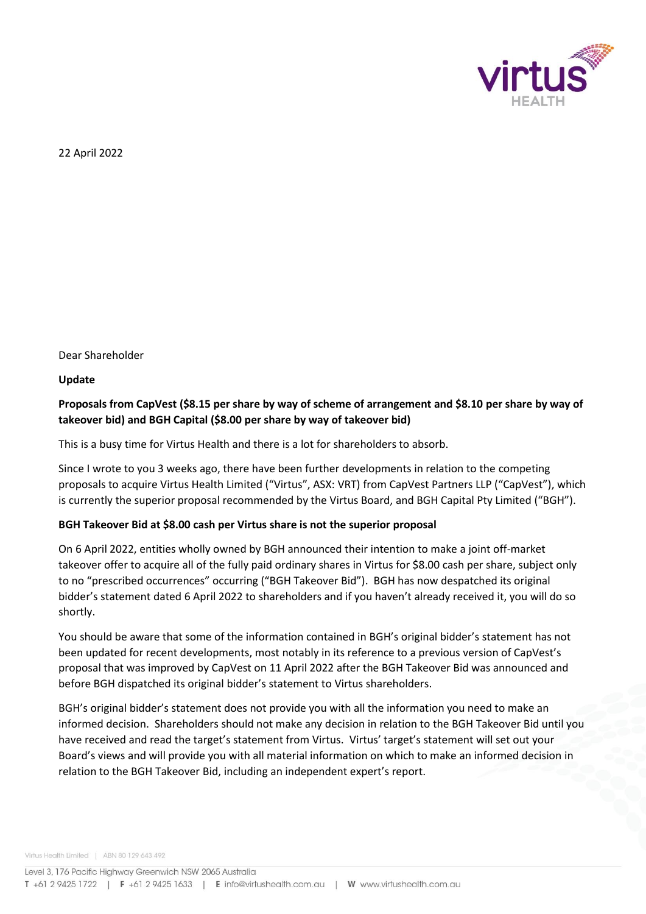22 April 2022

Dear Shareholder

**Update**

**Proposals from CapVest ($8.15 per share by way of scheme of arrangement and $8.10 per share by way of takeover bid) and BGH Capital ($8.00 per share by way of takeover bid)**

This is a busy time for Virtus Health and there is a lot for shareholders to absorb.

Since I wrote to you 3 weeks ago, there have been further developments in relation to the competing proposals to acquire Virtus Health Limited ("Virtus", ASX: VRT) from CapVest Partners LLP ("CapVest"), which is currently the superior proposal recommended by the Virtus Board, and BGH Capital Pty Limited ("BGH").

**BGH Takeover Bid at $8.00 cash per Virtus share is not the superior proposal**

On 6 April 2022, entities wholly owned by BGH announced their intention to make a joint off-market takeover offer to acquire all of the fully paid ordinary shares in Virtus for $8.00 cash per share, subject only to no "prescribed occurrences" occurring ("BGH Takeover Bid"). BGH has now despatched its original bidder's statement dated 6 April 2022 to shareholders and if you haven't already received it, you will do so shortly.

You should be aware that some of the information contained in BGH's original bidder's statement has not been updated for recent developments, most notably in its reference to a previous version of CapVest's proposal that was improved by CapVest on 11 April 2022 after the BGH Takeover Bid was announced and before BGH dispatched its original bidder's statement to Virtus shareholders.

BGH's original bidder's statement does not provide you with all the information you need to make an informed decision. Shareholders should not make any decision in relation to the BGH Takeover Bid until you have received and read the target's statement from Virtus. Virtus' target's statement will set out your Board's views and will provide you with all material information on which to make an informed decision in relation to the BGH Takeover Bid, including an independent expert's report.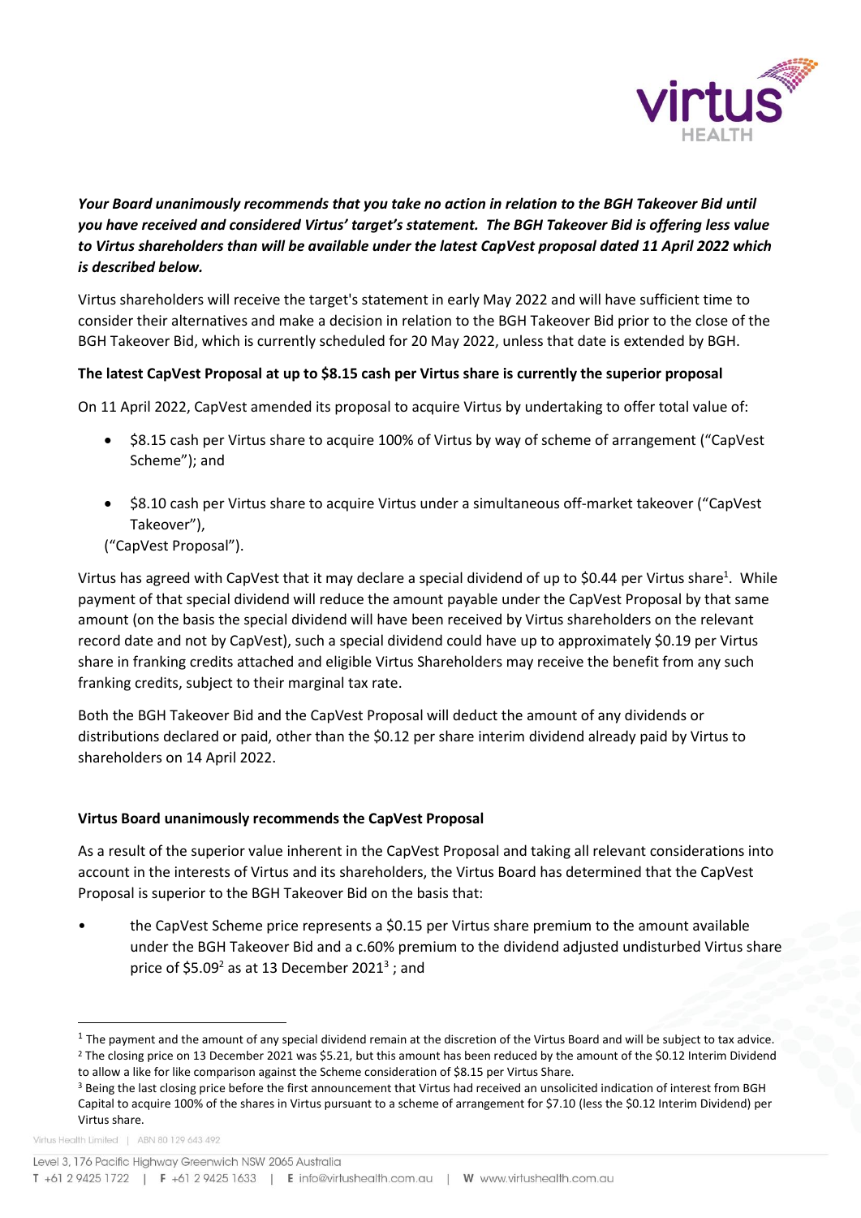***Your Board unanimously recommends that you take no action in relation to the BGH Takeover Bid until you have received and considered Virtus' target's statement. The BGH Takeover Bid is offering less value to Virtus shareholders than will be available under the latest CapVest proposal dated 11 April 2022 which is described below.***

Virtus shareholders will receive the target's statement in early May 2022 and will have sufficient time to consider their alternatives and make a decision in relation to the BGH Takeover Bid prior to the close of the BGH Takeover Bid, which is currently scheduled for 20 May 2022, unless that date is extended by BGH.

**The latest CapVest Proposal at up to $8.15 cash per Virtus share is currently the superior proposal**

On 11 April 2022, CapVest amended its proposal to acquire Virtus by undertaking to offer total value of:

- $8.15 cash per Virtus share to acquire 100% of Virtus by way of scheme of arrangement ("CapVest Scheme"); and
- $8.10 cash per Virtus share to acquire Virtus under a simultaneous off-market takeover ("CapVest Takeover"),

("CapVest Proposal").

Virtus has agreed with CapVest that it may declare a special dividend of up to $0.44 per Virtus share[1]. While payment of that special dividend will reduce the amount payable under the CapVest Proposal by that same amount (on the basis the special dividend will have been received by Virtus shareholders on the relevant record date and not by CapVest), such a special dividend could have up to approximately $0.19 per Virtus share in franking credits attached and eligible Virtus Shareholders may receive the benefit from any such franking credits, subject to their marginal tax rate.

Both the BGH Takeover Bid and the CapVest Proposal will deduct the amount of any dividends or distributions declared or paid, other than the $0.12 per share interim dividend already paid by Virtus to shareholders on 14 April 2022.

**Virtus Board unanimously recommends the CapVest Proposal**

As a result of the superior value inherent in the CapVest Proposal and taking all relevant considerations into account in the interests of Virtus and its shareholders, the Virtus Board has determined that the CapVest Proposal is superior to the BGH Takeover Bid on the basis that:

- the CapVest Scheme price represents a $0.15 per Virtus share premium to the amount available under the BGH Takeover Bid and a c.60% premium to the dividend adjusted undisturbed Virtus share price of $5.09[2] as at 13 December 2021[3] ; and

---

[1] The payment and the amount of any special dividend remain at the discretion of the Virtus Board and will be subject to tax advice.

[2] The closing price on 13 December 2021 was $5.21, but this amount has been reduced by the amount of the $0.12 Interim Dividend to allow a like for like comparison against the Scheme consideration of $8.15 per Virtus Share.

[3] Being the last closing price before the first announcement that Virtus had received an unsolicited indication of interest from BGH Capital to acquire 100% of the shares in Virtus pursuant to a scheme of arrangement for $7.10 (less the $0.12 Interim Dividend) per Virtus share.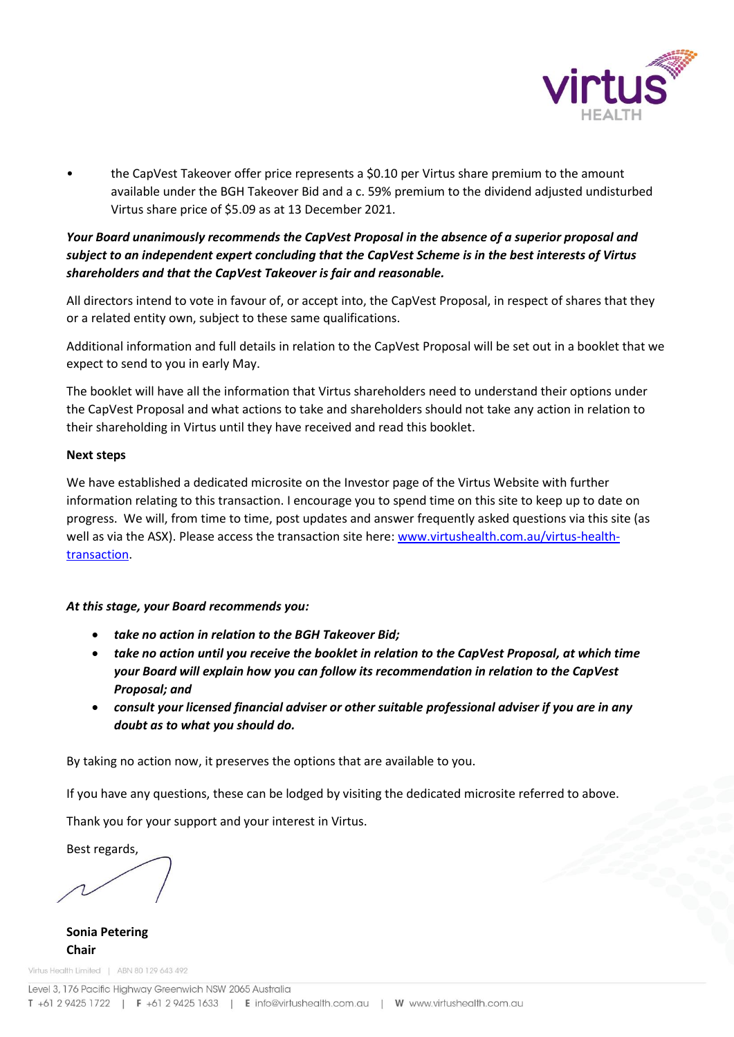- the CapVest Takeover offer price represents a $0.10 per Virtus share premium to the amount available under the BGH Takeover Bid and a c. 59% premium to the dividend adjusted undisturbed Virtus share price of $5.09 as at 13 December 2021.

***Your Board unanimously recommends the CapVest Proposal in the absence of a superior proposal and subject to an independent expert concluding that the CapVest Scheme is in the best interests of Virtus shareholders and that the CapVest Takeover is fair and reasonable.***

All directors intend to vote in favour of, or accept into, the CapVest Proposal, in respect of shares that they or a related entity own, subject to these same qualifications.

Additional information and full details in relation to the CapVest Proposal will be set out in a booklet that we expect to send to you in early May.

The booklet will have all the information that Virtus shareholders need to understand their options under the CapVest Proposal and what actions to take and shareholders should not take any action in relation to their shareholding in Virtus until they have received and read this booklet.

**Next steps**

We have established a dedicated microsite on the Investor page of the Virtus Website with further information relating to this transaction. I encourage you to spend time on this site to keep up to date on progress. We will, from time to time, post updates and answer frequently asked questions via this site (as well as via the ASX). Please access the transaction site here: [www.virtushealth.com.au/virtus-health-transaction](www.virtushealth.com.au/virtus-health-transaction).

***At this stage, your Board recommends you:***

- ***take no action in relation to the BGH Takeover Bid;***
- ***take no action until you receive the booklet in relation to the CapVest Proposal, at which time your Board will explain how you can follow its recommendation in relation to the CapVest Proposal; and***
- ***consult your licensed financial adviser or other suitable professional adviser if you are in any doubt as to what you should do.***

By taking no action now, it preserves the options that are available to you.

If you have any questions, these can be lodged by visiting the dedicated microsite referred to above.

Thank you for your support and your interest in Virtus.

Best regards,

**Sonia Petering**
**Chair**